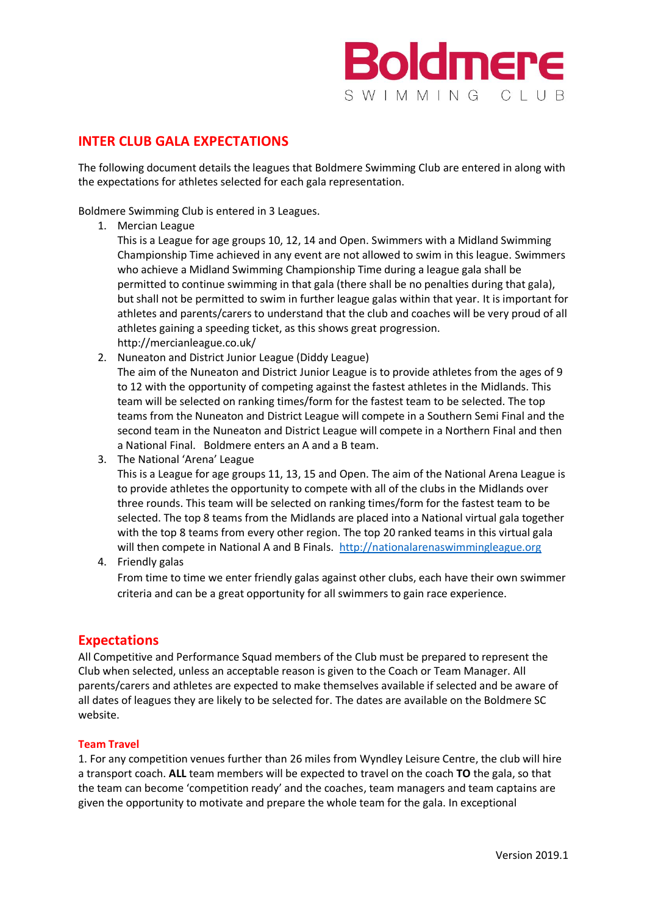Boldmere SWIMMING CLUB

## INTER CLUB GALA EXPECTATIONS

The following document details the leagues that Boldmere Swimming Club are entered in along with the expectations for athletes selected for each gala representation.

Boldmere Swimming Club is entered in 3 Leagues.

1. Mercian League
   This is a League for age groups 10, 12, 14 and Open. Swimmers with a Midland Swimming Championship Time achieved in any event are not allowed to swim in this league. Swimmers who achieve a Midland Swimming Championship Time during a league gala shall be permitted to continue swimming in that gala (there shall be no penalties during that gala), but shall not be permitted to swim in further league galas within that year. It is important for athletes and parents/carers to understand that the club and coaches will be very proud of all athletes gaining a speeding ticket, as this shows great progression.
   http://mercianleague.co.uk/
2. Nuneaton and District Junior League (Diddy League)
   The aim of the Nuneaton and District Junior League is to provide athletes from the ages of 9 to 12 with the opportunity of competing against the fastest athletes in the Midlands. This team will be selected on ranking times/form for the fastest team to be selected. The top teams from the Nuneaton and District League will compete in a Southern Semi Final and the second team in the Nuneaton and District League will compete in a Northern Final and then a National Final. Boldmere enters an A and a B team.
3. The National 'Arena' League
   This is a League for age groups 11, 13, 15 and Open. The aim of the National Arena League is to provide athletes the opportunity to compete with all of the clubs in the Midlands over three rounds. This team will be selected on ranking times/form for the fastest team to be selected. The top 8 teams from the Midlands are placed into a National virtual gala together with the top 8 teams from every other region. The top 20 ranked teams in this virtual gala will then compete in National A and B Finals. http://nationalarenaswimmingleague.org
4. Friendly galas
   From time to time we enter friendly galas against other clubs, each have their own swimmer criteria and can be a great opportunity for all swimmers to gain race experience.

## Expectations

All Competitive and Performance Squad members of the Club must be prepared to represent the Club when selected, unless an acceptable reason is given to the Coach or Team Manager. All parents/carers and athletes are expected to make themselves available if selected and be aware of all dates of leagues they are likely to be selected for. The dates are available on the Boldmere SC website.

### Team Travel

1. For any competition venues further than 26 miles from Wyndley Leisure Centre, the club will hire a transport coach. **ALL** team members will be expected to travel on the coach **TO** the gala, so that the team can become 'competition ready' and the coaches, team managers and team captains are given the opportunity to motivate and prepare the whole team for the gala. In exceptional

Version 2019.1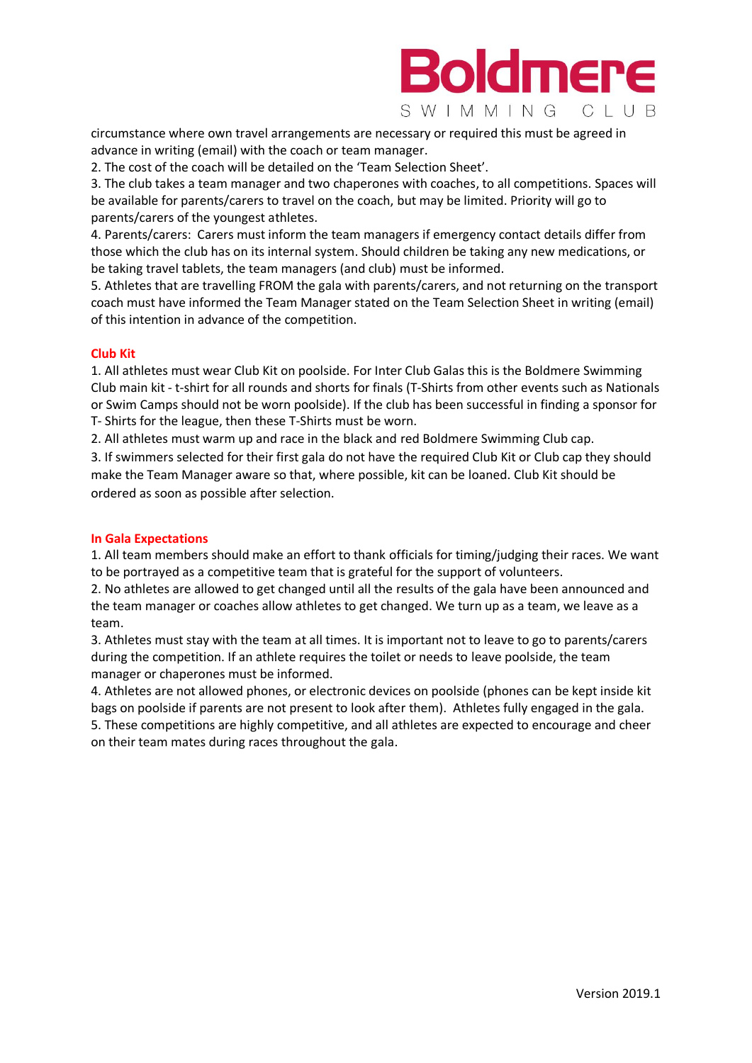circumstance where own travel arrangements are necessary or required this must be agreed in advance in writing (email) with the coach or team manager.

2. The cost of the coach will be detailed on the 'Team Selection Sheet'.

3. The club takes a team manager and two chaperones with coaches, to all competitions. Spaces will be available for parents/carers to travel on the coach, but may be limited. Priority will go to parents/carers of the youngest athletes.

4. Parents/carers: Carers must inform the team managers if emergency contact details differ from those which the club has on its internal system. Should children be taking any new medications, or be taking travel tablets, the team managers (and club) must be informed.

5. Athletes that are travelling FROM the gala with parents/carers, and not returning on the transport coach must have informed the Team Manager stated on the Team Selection Sheet in writing (email) of this intention in advance of the competition.

## Club Kit

1. All athletes must wear Club Kit on poolside. For Inter Club Galas this is the Boldmere Swimming Club main kit - t-shirt for all rounds and shorts for finals (T-Shirts from other events such as Nationals or Swim Camps should not be worn poolside). If the club has been successful in finding a sponsor for T- Shirts for the league, then these T-Shirts must be worn.
2. All athletes must warm up and race in the black and red Boldmere Swimming Club cap.
3. If swimmers selected for their first gala do not have the required Club Kit or Club cap they should make the Team Manager aware so that, where possible, kit can be loaned. Club Kit should be ordered as soon as possible after selection.

## In Gala Expectations

1. All team members should make an effort to thank officials for timing/judging their races. We want to be portrayed as a competitive team that is grateful for the support of volunteers.
2. No athletes are allowed to get changed until all the results of the gala have been announced and the team manager or coaches allow athletes to get changed. We turn up as a team, we leave as a team.
3. Athletes must stay with the team at all times. It is important not to leave to go to parents/carers during the competition. If an athlete requires the toilet or needs to leave poolside, the team manager or chaperones must be informed.
4. Athletes are not allowed phones, or electronic devices on poolside (phones can be kept inside kit bags on poolside if parents are not present to look after them). Athletes fully engaged in the gala.
5. These competitions are highly competitive, and all athletes are expected to encourage and cheer on their team mates during races throughout the gala.

Version 2019.1